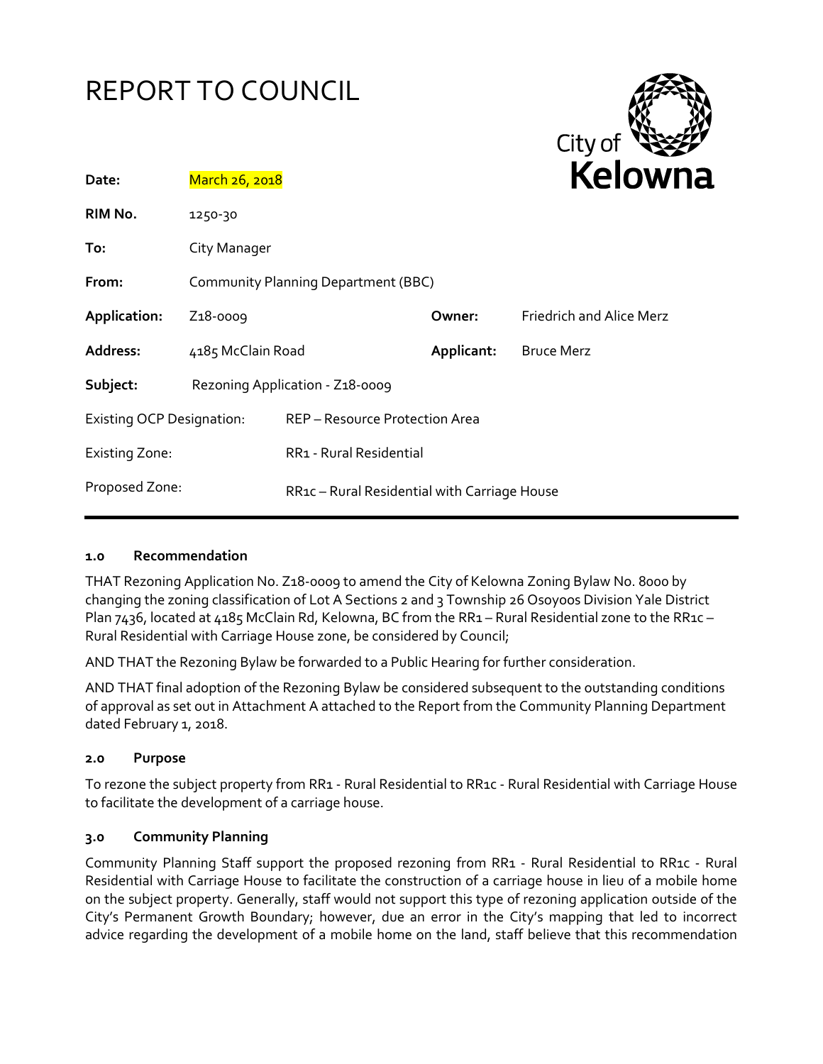# REPORT TO COUNCIL

City of Kelowna

| | | | |
|---|---|---|---|
| **Date:** | March 26, 2018 | | |
| **RIM No.** | 1250-30 | | |
| **To:** | City Manager | | |
| **From:** | Community Planning Department (BBC) | | |
| **Application:** | Z18-0009 | **Owner:** | Friedrich and Alice Merz |
| **Address:** | 4185 McClain Road | **Applicant:** | Bruce Merz |
| **Subject:** | Rezoning Application - Z18-0009 | | |
| Existing OCP Designation: | REP – Resource Protection Area | | |
| Existing Zone: | RR1 - Rural Residential | | |
| Proposed Zone: | RR1c – Rural Residential with Carriage House | | |

## 1.0 Recommendation

THAT Rezoning Application No. Z18-0009 to amend the City of Kelowna Zoning Bylaw No. 8000 by changing the zoning classification of Lot A Sections 2 and 3 Township 26 Osoyoos Division Yale District Plan 7436, located at 4185 McClain Rd, Kelowna, BC from the RR1 – Rural Residential zone to the RR1c – Rural Residential with Carriage House zone, be considered by Council;

AND THAT the Rezoning Bylaw be forwarded to a Public Hearing for further consideration.

AND THAT final adoption of the Rezoning Bylaw be considered subsequent to the outstanding conditions of approval as set out in Attachment A attached to the Report from the Community Planning Department dated February 1, 2018.

## 2.0 Purpose

To rezone the subject property from RR1 - Rural Residential to RR1c - Rural Residential with Carriage House to facilitate the development of a carriage house.

## 3.0 Community Planning

Community Planning Staff support the proposed rezoning from RR1 - Rural Residential to RR1c - Rural Residential with Carriage House to facilitate the construction of a carriage house in lieu of a mobile home on the subject property. Generally, staff would not support this type of rezoning application outside of the City's Permanent Growth Boundary; however, due an error in the City's mapping that led to incorrect advice regarding the development of a mobile home on the land, staff believe that this recommendation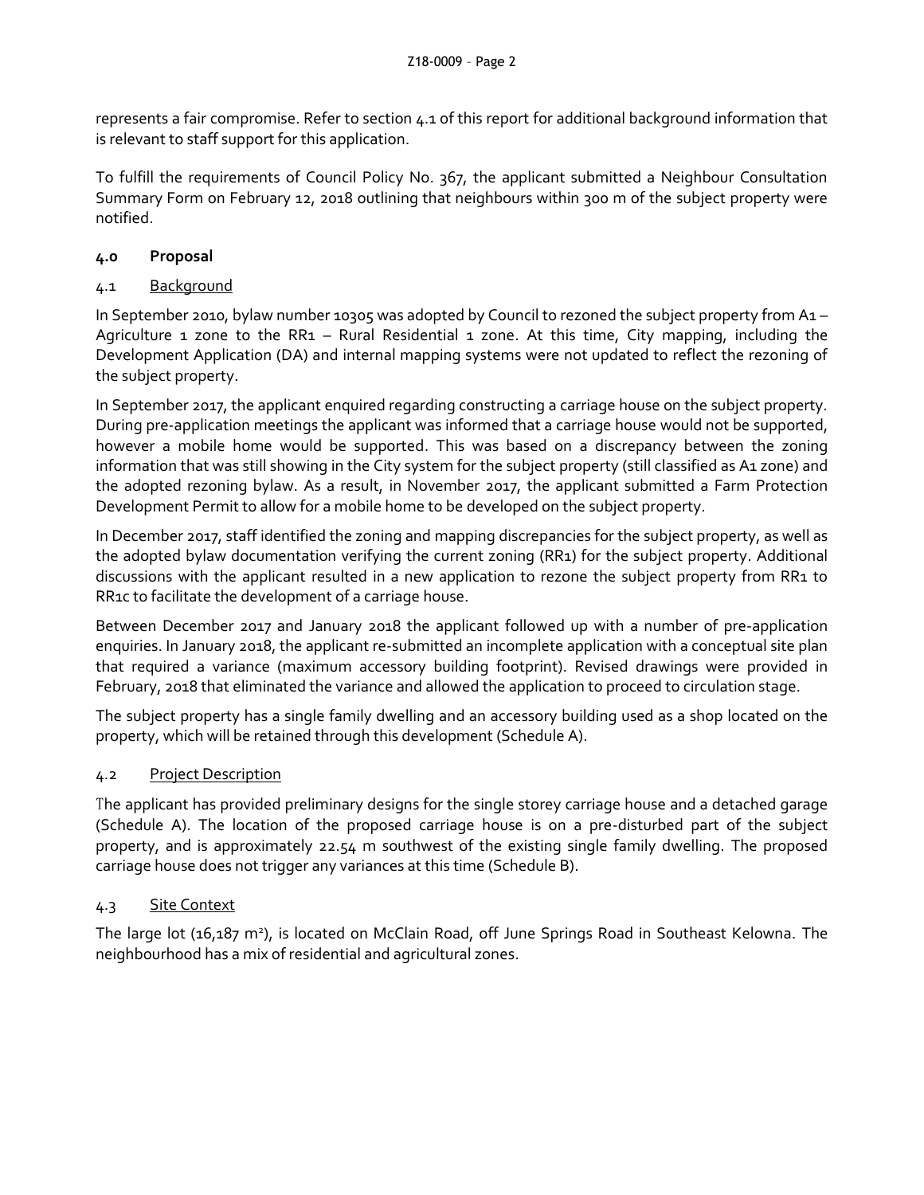represents a fair compromise. Refer to section 4.1 of this report for additional background information that is relevant to staff support for this application.

To fulfill the requirements of Council Policy No. 367, the applicant submitted a Neighbour Consultation Summary Form on February 12, 2018 outlining that neighbours within 300 m of the subject property were notified.

## 4.0 Proposal

### 4.1 Background

In September 2010, bylaw number 10305 was adopted by Council to rezoned the subject property from A1 – Agriculture 1 zone to the RR1 – Rural Residential 1 zone. At this time, City mapping, including the Development Application (DA) and internal mapping systems were not updated to reflect the rezoning of the subject property.

In September 2017, the applicant enquired regarding constructing a carriage house on the subject property. During pre-application meetings the applicant was informed that a carriage house would not be supported, however a mobile home would be supported. This was based on a discrepancy between the zoning information that was still showing in the City system for the subject property (still classified as A1 zone) and the adopted rezoning bylaw. As a result, in November 2017, the applicant submitted a Farm Protection Development Permit to allow for a mobile home to be developed on the subject property.

In December 2017, staff identified the zoning and mapping discrepancies for the subject property, as well as the adopted bylaw documentation verifying the current zoning (RR1) for the subject property. Additional discussions with the applicant resulted in a new application to rezone the subject property from RR1 to RR1c to facilitate the development of a carriage house.

Between December 2017 and January 2018 the applicant followed up with a number of pre-application enquiries. In January 2018, the applicant re-submitted an incomplete application with a conceptual site plan that required a variance (maximum accessory building footprint). Revised drawings were provided in February, 2018 that eliminated the variance and allowed the application to proceed to circulation stage.

The subject property has a single family dwelling and an accessory building used as a shop located on the property, which will be retained through this development (Schedule A).

### 4.2 Project Description

The applicant has provided preliminary designs for the single storey carriage house and a detached garage (Schedule A). The location of the proposed carriage house is on a pre-disturbed part of the subject property, and is approximately 22.54 m southwest of the existing single family dwelling. The proposed carriage house does not trigger any variances at this time (Schedule B).

### 4.3 Site Context

The large lot (16,187 m$^2$), is located on McClain Road, off June Springs Road in Southeast Kelowna. The neighbourhood has a mix of residential and agricultural zones.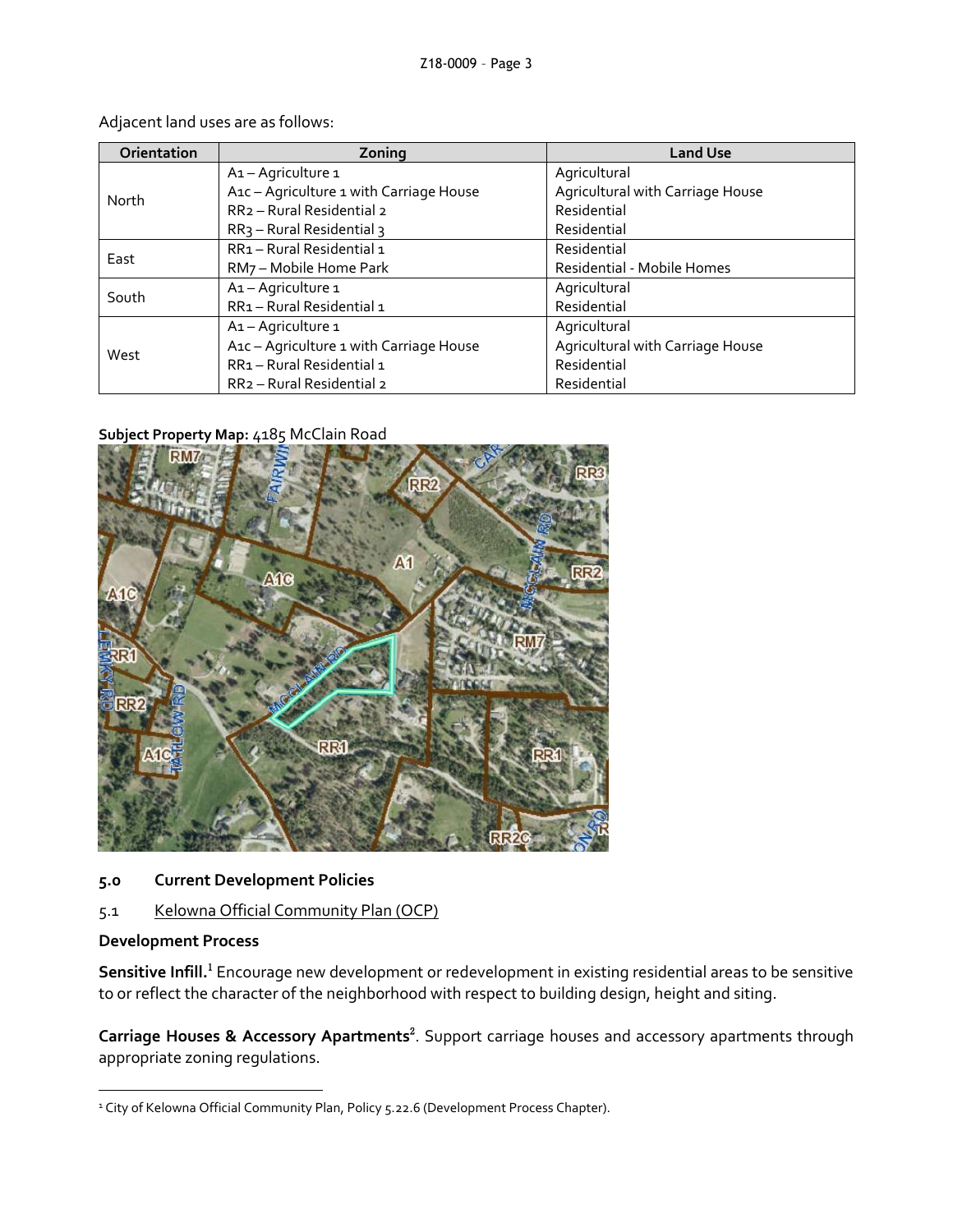Adjacent land uses are as follows:

| Orientation | Zoning | Land Use |
| --- | --- | --- |
| North | A1 – Agriculture 1<br>A1c – Agriculture 1 with Carriage House<br>RR2 – Rural Residential 2<br>RR3 – Rural Residential 3 | Agricultural<br>Agricultural with Carriage House<br>Residential<br>Residential |
| East | RR1 – Rural Residential 1<br>RM7 – Mobile Home Park | Residential<br>Residential - Mobile Homes |
| South | A1 – Agriculture 1<br>RR1 – Rural Residential 1 | Agricultural<br>Residential |
| West | A1 – Agriculture 1<br>A1c – Agriculture 1 with Carriage House<br>RR1 – Rural Residential 1<br>RR2 – Rural Residential 2 | Agricultural<br>Agricultural with Carriage House<br>Residential<br>Residential |

**Subject Property Map:** 4185 McClain Road

## 5.0 Current Development Policies

### 5.1 Kelowna Official Community Plan (OCP)

**Development Process**

**Sensitive Infill.**[1] Encourage new development or redevelopment in existing residential areas to be sensitive to or reflect the character of the neighborhood with respect to building design, height and siting.

**Carriage Houses & Accessory Apartments**[2]. Support carriage houses and accessory apartments through appropriate zoning regulations.

[1] City of Kelowna Official Community Plan, Policy 5.22.6 (Development Process Chapter).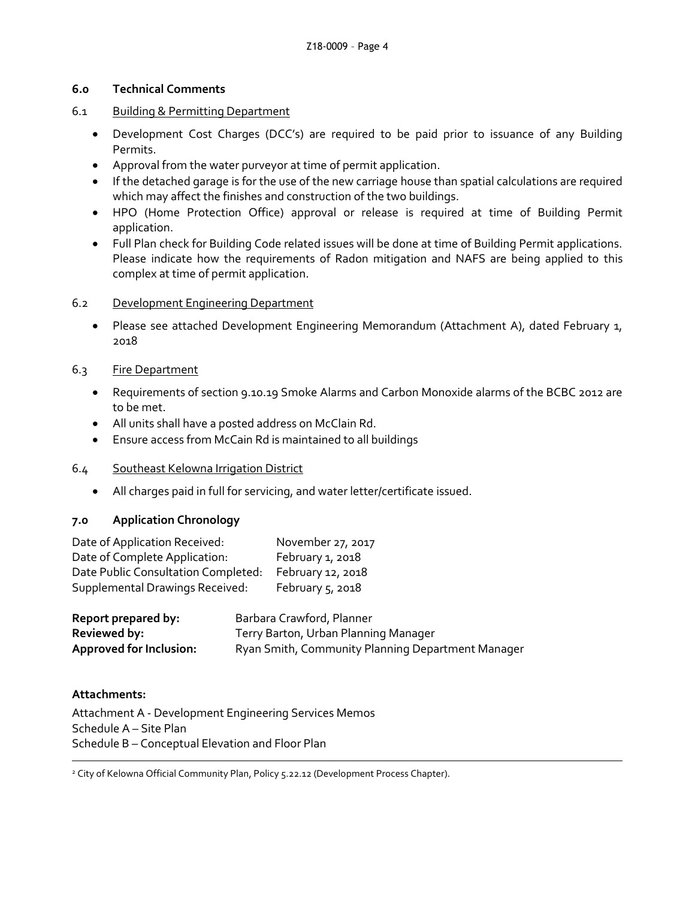## 6.0 Technical Comments

### 6.1 Building & Permitting Department

- Development Cost Charges (DCC's) are required to be paid prior to issuance of any Building Permits.
- Approval from the water purveyor at time of permit application.
- If the detached garage is for the use of the new carriage house than spatial calculations are required which may affect the finishes and construction of the two buildings.
- HPO (Home Protection Office) approval or release is required at time of Building Permit application.
- Full Plan check for Building Code related issues will be done at time of Building Permit applications. Please indicate how the requirements of Radon mitigation and NAFS are being applied to this complex at time of permit application.

### 6.2 Development Engineering Department

- Please see attached Development Engineering Memorandum (Attachment A), dated February 1, 2018

### 6.3 Fire Department

- Requirements of section 9.10.19 Smoke Alarms and Carbon Monoxide alarms of the BCBC 2012 are to be met.
- All units shall have a posted address on McClain Rd.
- Ensure access from McCain Rd is maintained to all buildings

### 6.4 Southeast Kelowna Irrigation District

- All charges paid in full for servicing, and water letter/certificate issued.

## 7.0 Application Chronology

| | |
|---|---|
| Date of Application Received: | November 27, 2017 |
| Date of Complete Application: | February 1, 2018 |
| Date Public Consultation Completed: | February 12, 2018 |
| Supplemental Drawings Received: | February 5, 2018 |

| | |
|---|---|
| **Report prepared by:** | Barbara Crawford, Planner |
| **Reviewed by:** | Terry Barton, Urban Planning Manager |
| **Approved for Inclusion:** | Ryan Smith, Community Planning Department Manager |

**Attachments:**

Attachment A - Development Engineering Services Memos
Schedule A – Site Plan
Schedule B – Conceptual Elevation and Floor Plan

---

[2] City of Kelowna Official Community Plan, Policy 5.22.12 (Development Process Chapter).